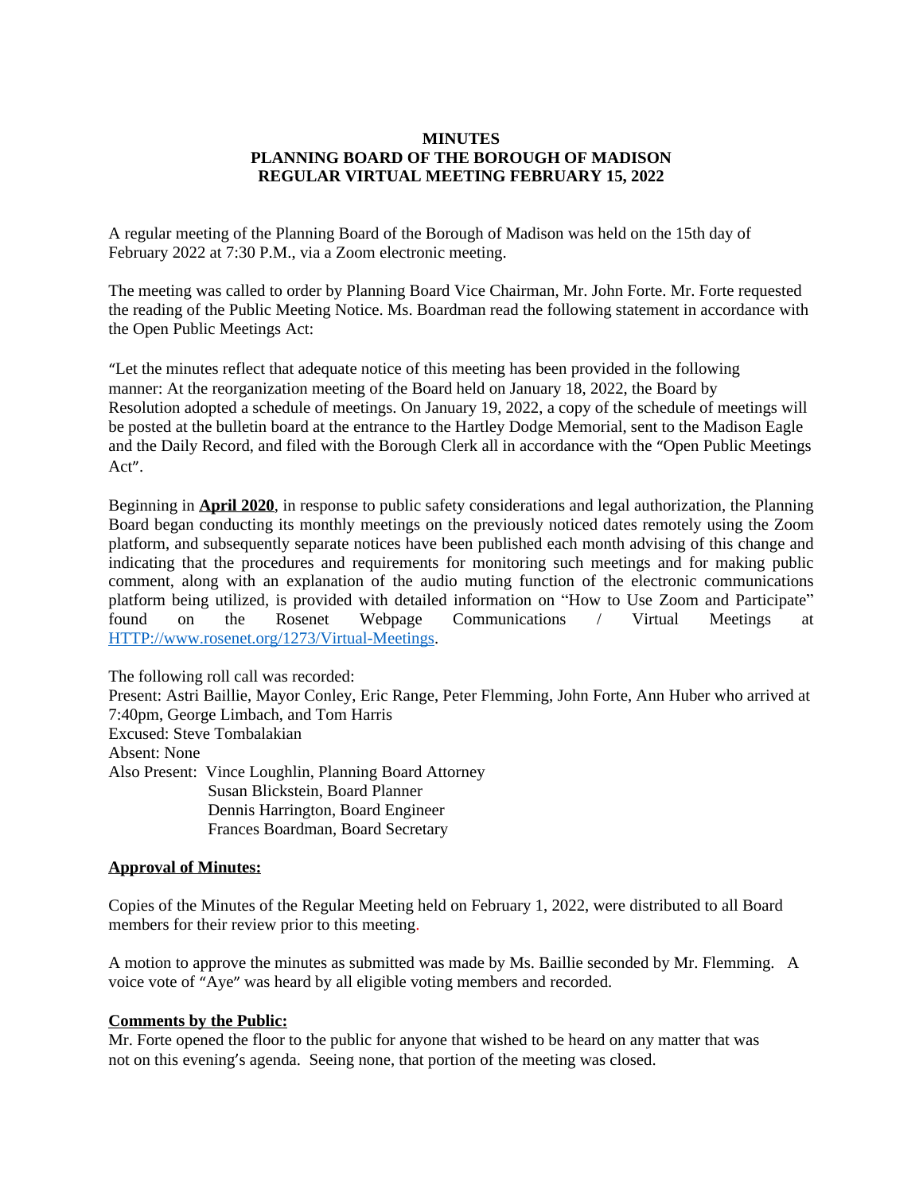**MINUTES**
**PLANNING BOARD OF THE BOROUGH OF MADISON**
**REGULAR VIRTUAL MEETING FEBRUARY 15, 2022**

A regular meeting of the Planning Board of the Borough of Madison was held on the 15th day of February 2022 at 7:30 P.M., via a Zoom electronic meeting.

The meeting was called to order by Planning Board Vice Chairman, Mr. John Forte. Mr. Forte requested the reading of the Public Meeting Notice. Ms. Boardman read the following statement in accordance with the Open Public Meetings Act:

"Let the minutes reflect that adequate notice of this meeting has been provided in the following manner: At the reorganization meeting of the Board held on January 18, 2022, the Board by Resolution adopted a schedule of meetings. On January 19, 2022, a copy of the schedule of meetings will be posted at the bulletin board at the entrance to the Hartley Dodge Memorial, sent to the Madison Eagle and the Daily Record, and filed with the Borough Clerk all in accordance with the "Open Public Meetings Act".

Beginning in **April 2020**, in response to public safety considerations and legal authorization, the Planning Board began conducting its monthly meetings on the previously noticed dates remotely using the Zoom platform, and subsequently separate notices have been published each month advising of this change and indicating that the procedures and requirements for monitoring such meetings and for making public comment, along with an explanation of the audio muting function of the electronic communications platform being utilized, is provided with detailed information on "How to Use Zoom and Participate" found on the Rosenet Webpage Communications / Virtual Meetings at HTTP://www.rosenet.org/1273/Virtual-Meetings.

The following roll call was recorded:
Present: Astri Baillie, Mayor Conley, Eric Range, Peter Flemming, John Forte, Ann Huber who arrived at 7:40pm, George Limbach, and Tom Harris
Excused: Steve Tombalakian
Absent: None
Also Present: Vince Loughlin, Planning Board Attorney
Susan Blickstein, Board Planner
Dennis Harrington, Board Engineer
Frances Boardman, Board Secretary

**Approval of Minutes:**

Copies of the Minutes of the Regular Meeting held on February 1, 2022, were distributed to all Board members for their review prior to this meeting.

A motion to approve the minutes as submitted was made by Ms. Baillie seconded by Mr. Flemming. A voice vote of "Aye" was heard by all eligible voting members and recorded.

**Comments by the Public:**
Mr. Forte opened the floor to the public for anyone that wished to be heard on any matter that was not on this evening's agenda. Seeing none, that portion of the meeting was closed.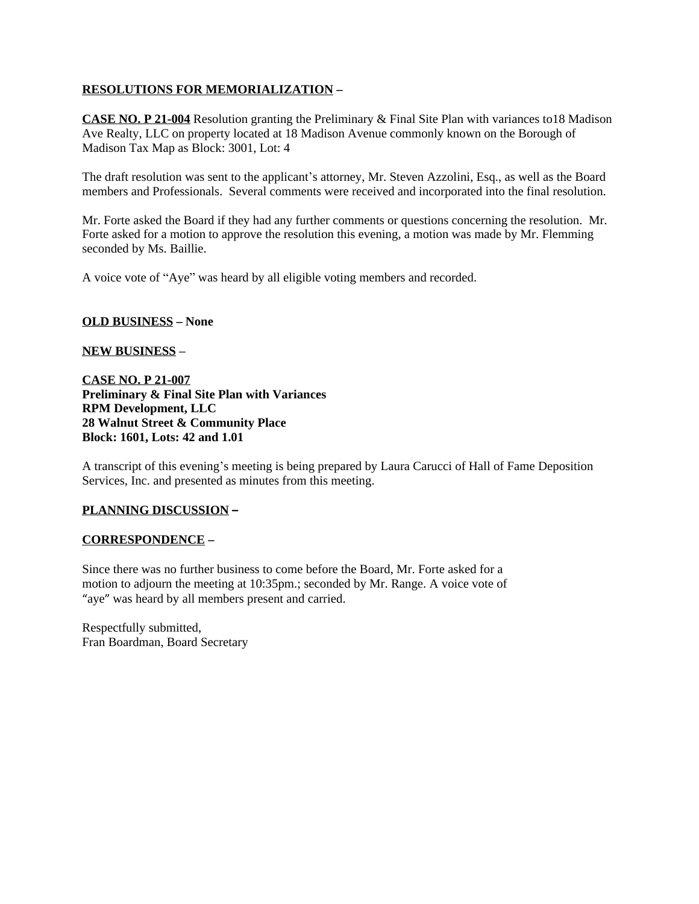**RESOLUTIONS FOR MEMORIALIZATION –**

**CASE NO. P 21-004** Resolution granting the Preliminary & Final Site Plan with variances to18 Madison Ave Realty, LLC on property located at 18 Madison Avenue commonly known on the Borough of Madison Tax Map as Block: 3001, Lot: 4

The draft resolution was sent to the applicant's attorney, Mr. Steven Azzolini, Esq., as well as the Board members and Professionals. Several comments were received and incorporated into the final resolution.

Mr. Forte asked the Board if they had any further comments or questions concerning the resolution. Mr. Forte asked for a motion to approve the resolution this evening, a motion was made by Mr. Flemming seconded by Ms. Baillie.

A voice vote of "Aye" was heard by all eligible voting members and recorded.

**OLD BUSINESS – None**

**NEW BUSINESS –**

**CASE NO. P 21-007**
**Preliminary & Final Site Plan with Variances**
**RPM Development, LLC**
**28 Walnut Street & Community Place**
**Block: 1601, Lots: 42 and 1.01**

A transcript of this evening's meeting is being prepared by Laura Carucci of Hall of Fame Deposition Services, Inc. and presented as minutes from this meeting.

**PLANNING DISCUSSION –**

**CORRESPONDENCE –**

Since there was no further business to come before the Board, Mr. Forte asked for a motion to adjourn the meeting at 10:35pm.; seconded by Mr. Range. A voice vote of "aye" was heard by all members present and carried.

Respectfully submitted,
Fran Boardman, Board Secretary